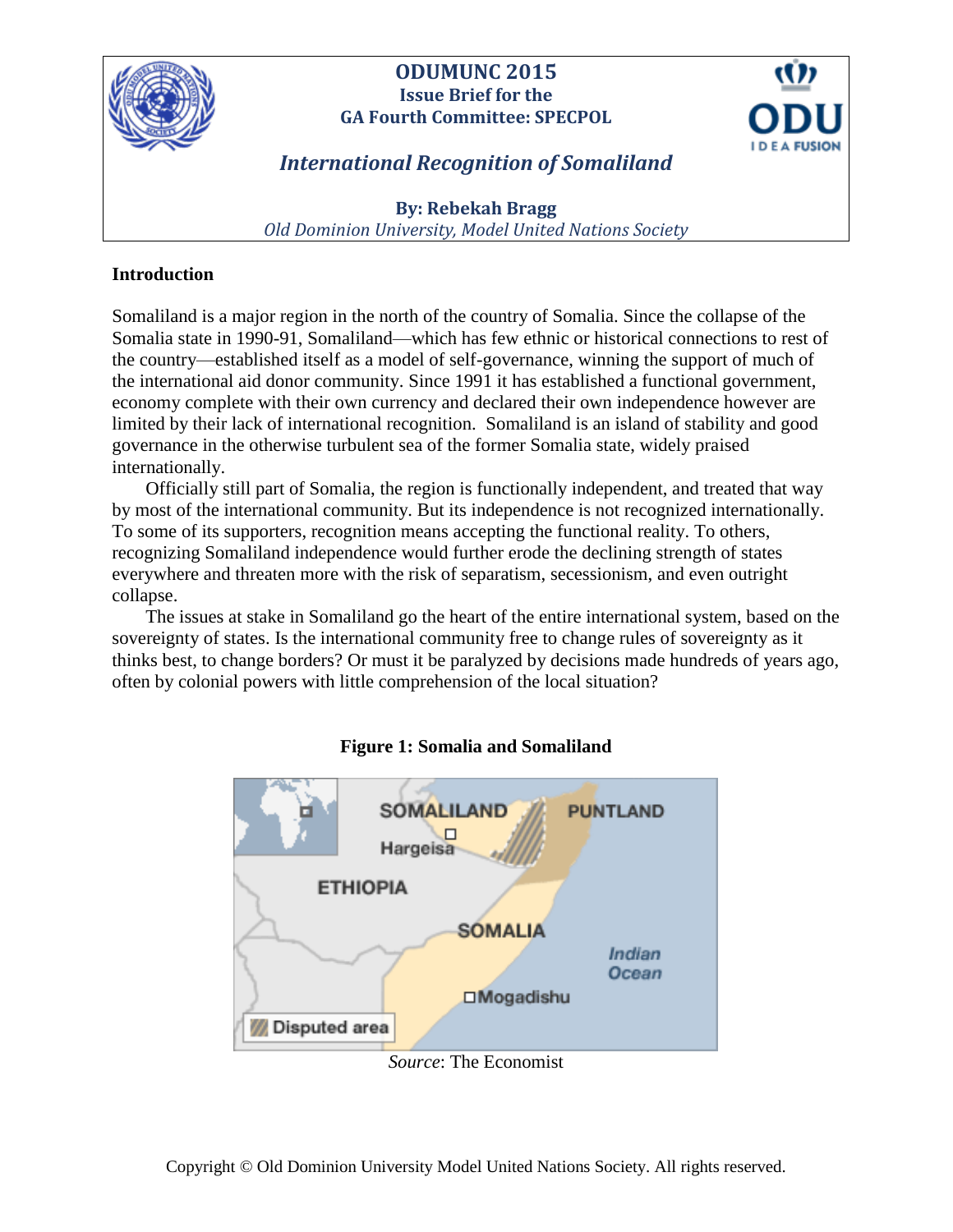# ODUMUNC 2015

**Issue Brief for the GA Fourth Committee: SPECPOL**

## *International Recognition of Somaliland*

**By: Rebekah Bragg**

*Old Dominion University, Model United Nations Society*

### Introduction

Somaliland is a major region in the north of the country of Somalia. Since the collapse of the Somalia state in 1990-91, Somaliland—which has few ethnic or historical connections to rest of the country—established itself as a model of self-governance, winning the support of much of the international aid donor community. Since 1991 it has established a functional government, economy complete with their own currency and declared their own independence however are limited by their lack of international recognition. Somaliland is an island of stability and good governance in the otherwise turbulent sea of the former Somalia state, widely praised internationally.

Officially still part of Somalia, the region is functionally independent, and treated that way by most of the international community. But its independence is not recognized internationally. To some of its supporters, recognition means accepting the functional reality. To others, recognizing Somaliland independence would further erode the declining strength of states everywhere and threaten more with the risk of separatism, secessionism, and even outright collapse.

The issues at stake in Somaliland go the heart of the entire international system, based on the sovereignty of states. Is the international community free to change rules of sovereignty as it thinks best, to change borders? Or must it be paralyzed by decisions made hundreds of years ago, often by colonial powers with little comprehension of the local situation?

**Figure 1: Somalia and Somaliland**

*Source*: The Economist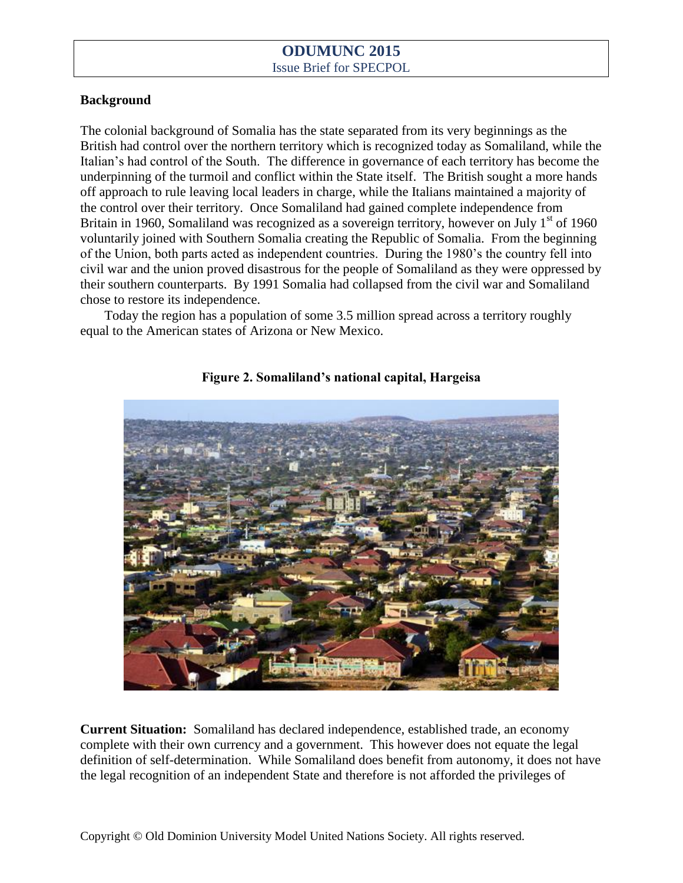**Background**

The colonial background of Somalia has the state separated from its very beginnings as the British had control over the northern territory which is recognized today as Somaliland, while the Italian's had control of the South. The difference in governance of each territory has become the underpinning of the turmoil and conflict within the State itself. The British sought a more hands off approach to rule leaving local leaders in charge, while the Italians maintained a majority of the control over their territory. Once Somaliland had gained complete independence from Britain in 1960, Somaliland was recognized as a sovereign territory, however on July 1st of 1960 voluntarily joined with Southern Somalia creating the Republic of Somalia. From the beginning of the Union, both parts acted as independent countries. During the 1980's the country fell into civil war and the union proved disastrous for the people of Somaliland as they were oppressed by their southern counterparts. By 1991 Somalia had collapsed from the civil war and Somaliland chose to restore its independence.

Today the region has a population of some 3.5 million spread across a territory roughly equal to the American states of Arizona or New Mexico.

**Figure 2. Somaliland's national capital, Hargeisa**

**Current Situation:** Somaliland has declared independence, established trade, an economy complete with their own currency and a government. This however does not equate the legal definition of self-determination. While Somaliland does benefit from autonomy, it does not have the legal recognition of an independent State and therefore is not afforded the privileges of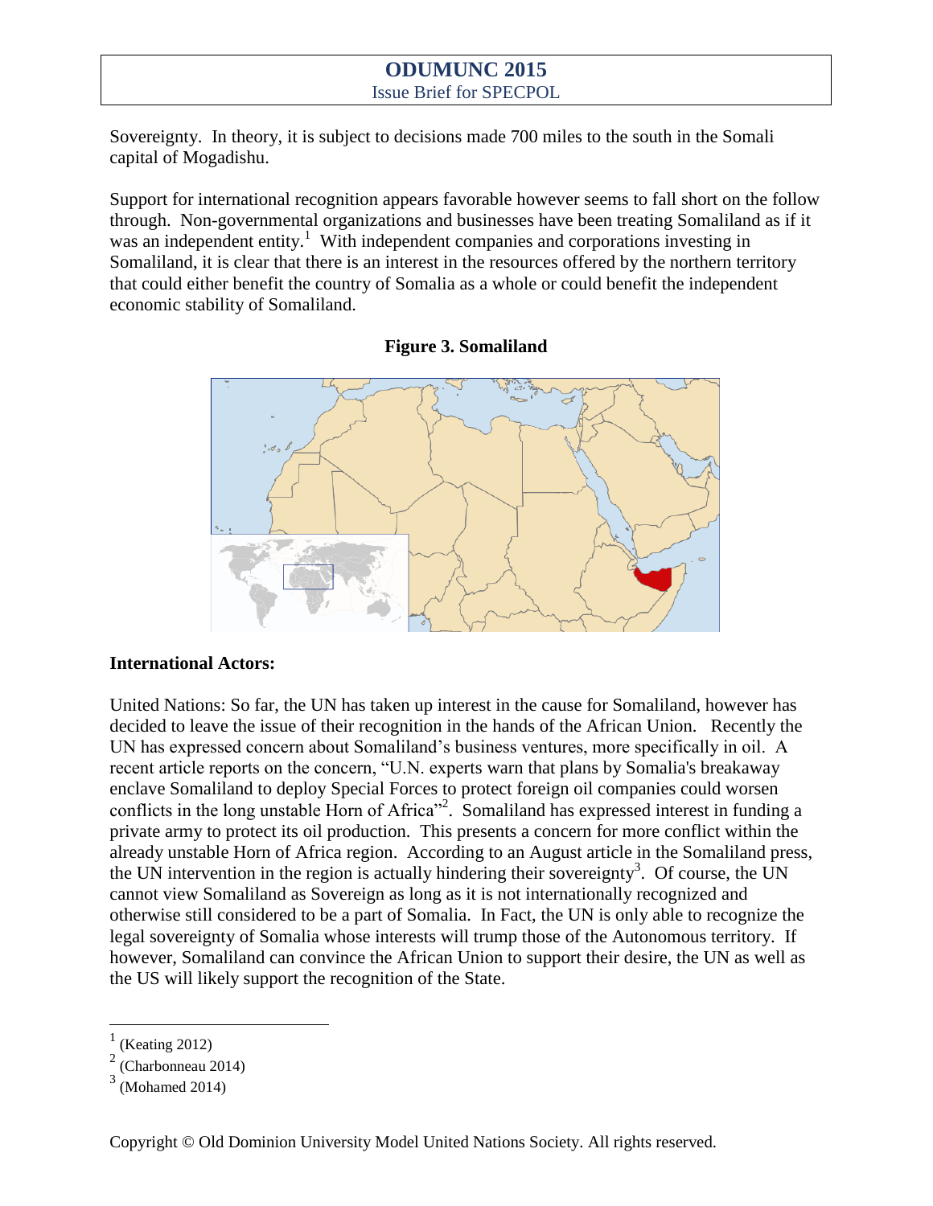Sovereignty. In theory, it is subject to decisions made 700 miles to the south in the Somali capital of Mogadishu.

Support for international recognition appears favorable however seems to fall short on the follow through. Non-governmental organizations and businesses have been treating Somaliland as if it was an independent entity.[1] With independent companies and corporations investing in Somaliland, it is clear that there is an interest in the resources offered by the northern territory that could either benefit the country of Somalia as a whole or could benefit the independent economic stability of Somaliland.

**Figure 3. Somaliland**

**International Actors:**

United Nations: So far, the UN has taken up interest in the cause for Somaliland, however has decided to leave the issue of their recognition in the hands of the African Union. Recently the UN has expressed concern about Somaliland's business ventures, more specifically in oil. A recent article reports on the concern, "U.N. experts warn that plans by Somalia's breakaway enclave Somaliland to deploy Special Forces to protect foreign oil companies could worsen conflicts in the long unstable Horn of Africa"[2]. Somaliland has expressed interest in funding a private army to protect its oil production. This presents a concern for more conflict within the already unstable Horn of Africa region. According to an August article in the Somaliland press, the UN intervention in the region is actually hindering their sovereignty[3]. Of course, the UN cannot view Somaliland as Sovereign as long as it is not internationally recognized and otherwise still considered to be a part of Somalia. In Fact, the UN is only able to recognize the legal sovereignty of Somalia whose interests will trump those of the Autonomous territory. If however, Somaliland can convince the African Union to support their desire, the UN as well as the US will likely support the recognition of the State.

[1] (Keating 2012)

[2] (Charbonneau 2014)

[3] (Mohamed 2014)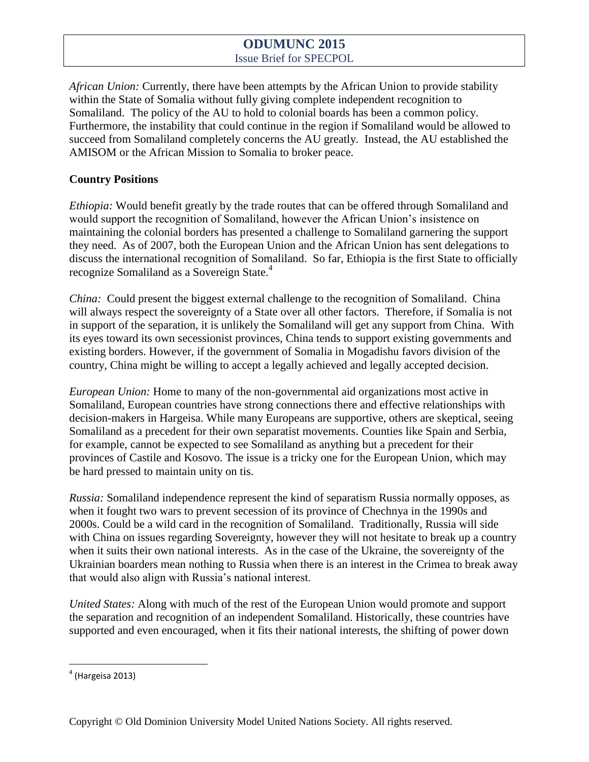*African Union:* Currently, there have been attempts by the African Union to provide stability within the State of Somalia without fully giving complete independent recognition to Somaliland. The policy of the AU to hold to colonial boards has been a common policy. Furthermore, the instability that could continue in the region if Somaliland would be allowed to succeed from Somaliland completely concerns the AU greatly. Instead, the AU established the AMISOM or the African Mission to Somalia to broker peace.

**Country Positions**

*Ethiopia:* Would benefit greatly by the trade routes that can be offered through Somaliland and would support the recognition of Somaliland, however the African Union's insistence on maintaining the colonial borders has presented a challenge to Somaliland garnering the support they need. As of 2007, both the European Union and the African Union has sent delegations to discuss the international recognition of Somaliland. So far, Ethiopia is the first State to officially recognize Somaliland as a Sovereign State.[4]

*China:* Could present the biggest external challenge to the recognition of Somaliland. China will always respect the sovereignty of a State over all other factors. Therefore, if Somalia is not in support of the separation, it is unlikely the Somaliland will get any support from China. With its eyes toward its own secessionist provinces, China tends to support existing governments and existing borders. However, if the government of Somalia in Mogadishu favors division of the country, China might be willing to accept a legally achieved and legally accepted decision.

*European Union:* Home to many of the non-governmental aid organizations most active in Somaliland, European countries have strong connections there and effective relationships with decision-makers in Hargeisa. While many Europeans are supportive, others are skeptical, seeing Somaliland as a precedent for their own separatist movements. Counties like Spain and Serbia, for example, cannot be expected to see Somaliland as anything but a precedent for their provinces of Castile and Kosovo. The issue is a tricky one for the European Union, which may be hard pressed to maintain unity on tis.

*Russia:* Somaliland independence represent the kind of separatism Russia normally opposes, as when it fought two wars to prevent secession of its province of Chechnya in the 1990s and 2000s. Could be a wild card in the recognition of Somaliland. Traditionally, Russia will side with China on issues regarding Sovereignty, however they will not hesitate to break up a country when it suits their own national interests. As in the case of the Ukraine, the sovereignty of the Ukrainian boarders mean nothing to Russia when there is an interest in the Crimea to break away that would also align with Russia's national interest.

*United States:* Along with much of the rest of the European Union would promote and support the separation and recognition of an independent Somaliland. Historically, these countries have supported and even encouraged, when it fits their national interests, the shifting of power down

---

[4] (Hargeisa 2013)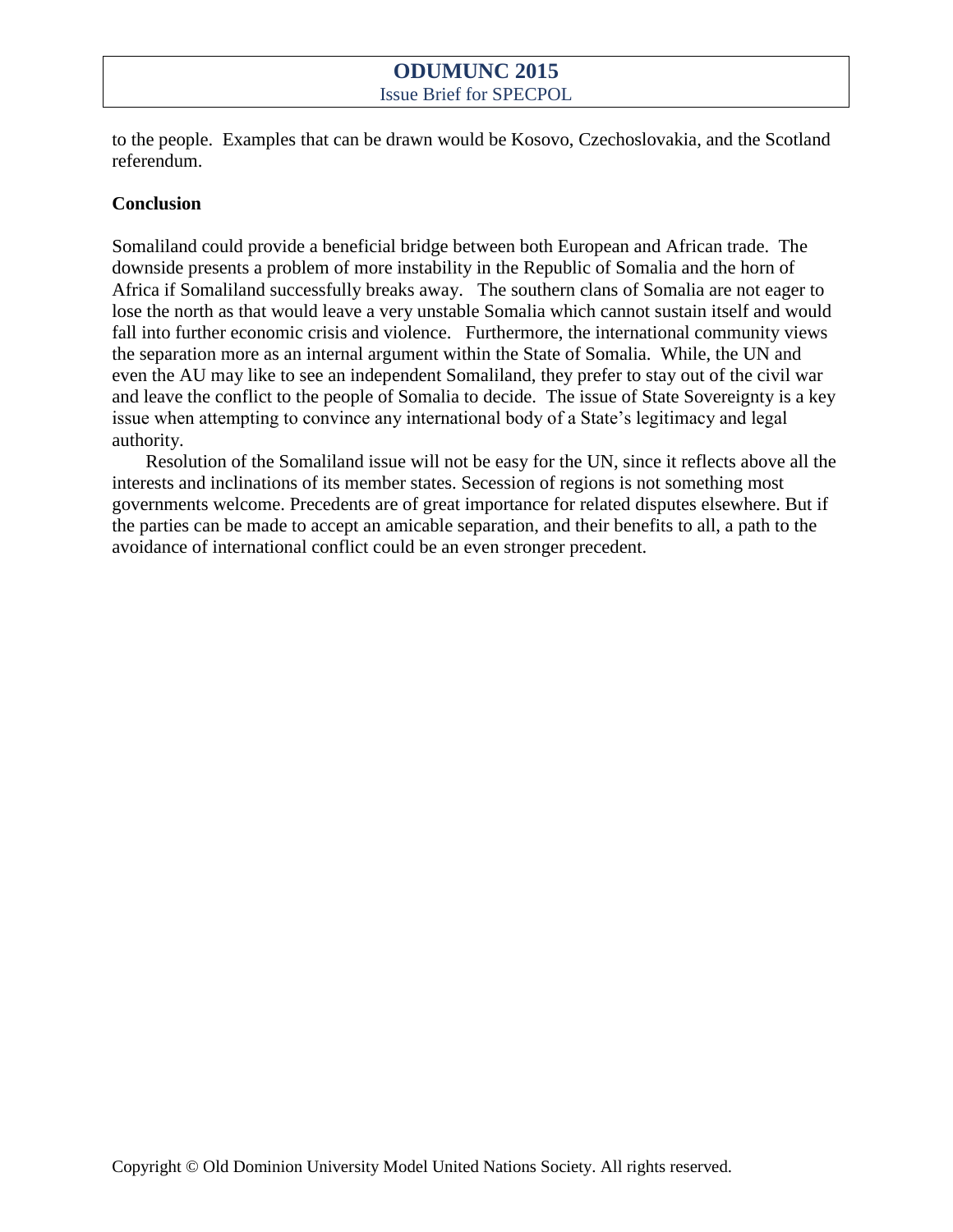to the people. Examples that can be drawn would be Kosovo, Czechoslovakia, and the Scotland referendum.

**Conclusion**

Somaliland could provide a beneficial bridge between both European and African trade. The downside presents a problem of more instability in the Republic of Somalia and the horn of Africa if Somaliland successfully breaks away. The southern clans of Somalia are not eager to lose the north as that would leave a very unstable Somalia which cannot sustain itself and would fall into further economic crisis and violence. Furthermore, the international community views the separation more as an internal argument within the State of Somalia. While, the UN and even the AU may like to see an independent Somaliland, they prefer to stay out of the civil war and leave the conflict to the people of Somalia to decide. The issue of State Sovereignty is a key issue when attempting to convince any international body of a State's legitimacy and legal authority.

Resolution of the Somaliland issue will not be easy for the UN, since it reflects above all the interests and inclinations of its member states. Secession of regions is not something most governments welcome. Precedents are of great importance for related disputes elsewhere. But if the parties can be made to accept an amicable separation, and their benefits to all, a path to the avoidance of international conflict could be an even stronger precedent.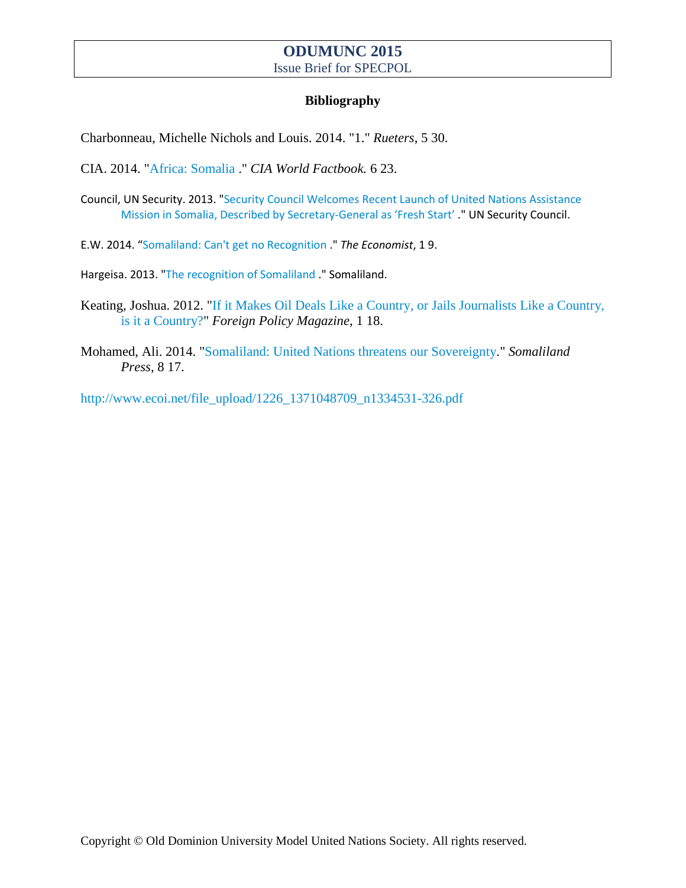## Bibliography

Charbonneau, Michelle Nichols and Louis. 2014. "1." *Rueters*, 5 30.

CIA. 2014. "Africa: Somalia ." *CIA World Factbook.* 6 23.

Council, UN Security. 2013. "Security Council Welcomes Recent Launch of United Nations Assistance Mission in Somalia, Described by Secretary-General as 'Fresh Start' ." UN Security Council.

E.W. 2014. "Somaliland: Can't get no Recognition ." *The Economist*, 1 9.

Hargeisa. 2013. "The recognition of Somaliland ." Somaliland.

Keating, Joshua. 2012. "If it Makes Oil Deals Like a Country, or Jails Journalists Like a Country, is it a Country?" *Foreign Policy Magazine*, 1 18.

Mohamed, Ali. 2014. "Somaliland: United Nations threatens our Sovereignty." *Somaliland Press*, 8 17.

http://www.ecoi.net/file_upload/1226_1371048709_n1334531-326.pdf

Copyright © Old Dominion University Model United Nations Society. All rights reserved.